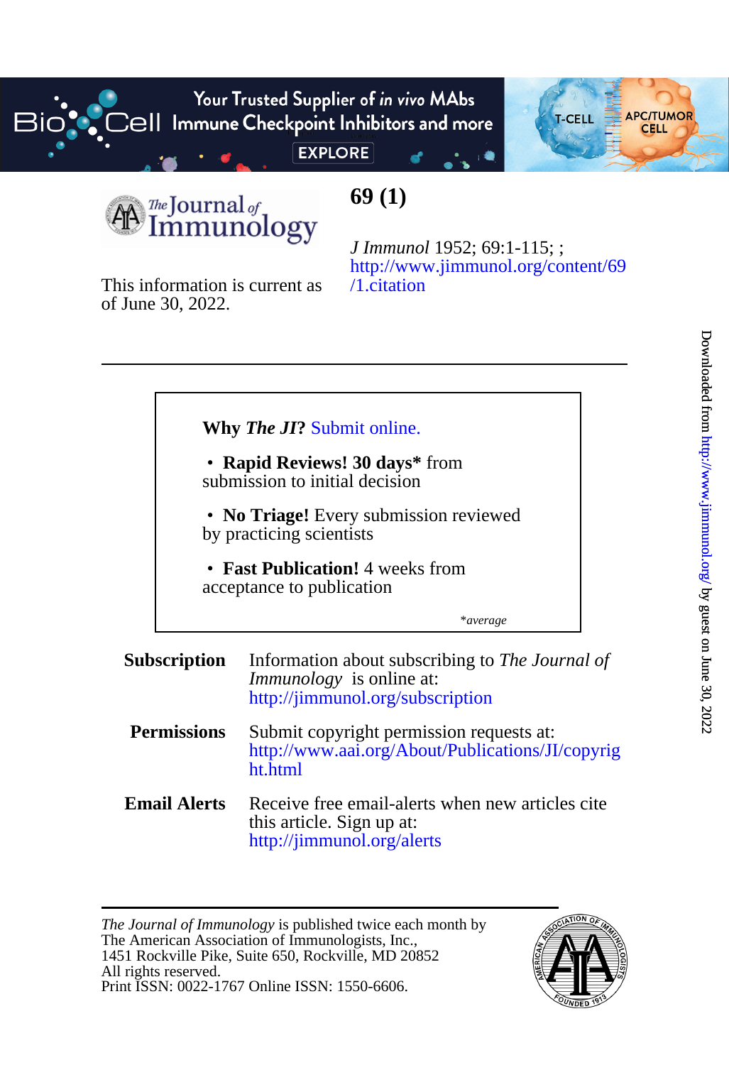# 69 (1)

*J Immunol* 1952; 69:1-115; ;
http://www.jimmunol.org/content/69/1.citation

This information is current as of June 30, 2022.

---

**Why *The JI*?** Submit online.

- **Rapid Reviews! 30 days*** from submission to initial decision
- **No Triage!** Every submission reviewed by practicing scientists
- **Fast Publication!** 4 weeks from acceptance to publication

*\*average*

**Subscription** Information about subscribing to *The Journal of Immunology* is online at:
http://jimmunol.org/subscription

**Permissions** Submit copyright permission requests at:
http://www.aai.org/About/Publications/JI/copyright.html

**Email Alerts** Receive free email-alerts when new articles cite this article. Sign up at:
http://jimmunol.org/alerts

---

*The Journal of Immunology* is published twice each month by
The American Association of Immunologists, Inc.,
1451 Rockville Pike, Suite 650, Rockville, MD 20852
All rights reserved.
Print ISSN: 0022-1767 Online ISSN: 1550-6606.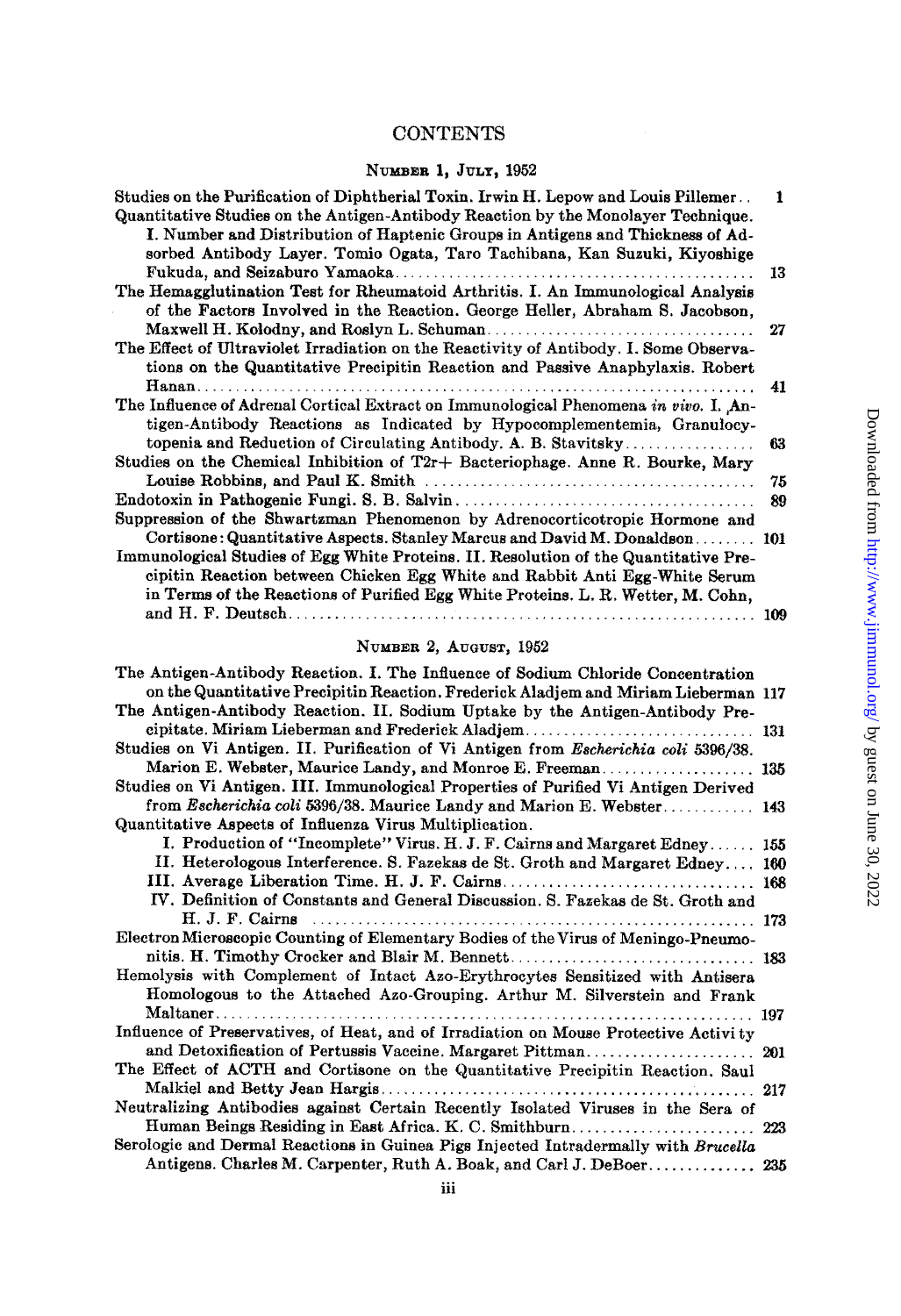# CONTENTS

## Number 1, July, 1952

Studies on the Purification of Diphtherial Toxin. Irwin H. Lepow and Louis Pillemer.. 1

Quantitative Studies on the Antigen-Antibody Reaction by the Monolayer Technique. I. Number and Distribution of Haptenic Groups in Antigens and Thickness of Adsorbed Antibody Layer. Tomio Ogata, Taro Tachibana, Kan Suzuki, Kiyoshige Fukuda, and Seizaburo Yamaoka.... 13

The Hemagglutination Test for Rheumatoid Arthritis. I. An Immunological Analysis of the Factors Involved in the Reaction. George Heller, Abraham S. Jacobson, Maxwell H. Kolodny, and Roslyn L. Schuman.... 27

The Effect of Ultraviolet Irradiation on the Reactivity of Antibody. I. Some Observations on the Quantitative Precipitin Reaction and Passive Anaphylaxis. Robert Hanan.... 41

The Influence of Adrenal Cortical Extract on Immunological Phenomena *in vivo*. I. Antigen-Antibody Reactions as Indicated by Hypocomplementemia, Granulocytopenia and Reduction of Circulating Antibody. A. B. Stavitsky.... 63

Studies on the Chemical Inhibition of T2r+ Bacteriophage. Anne R. Bourke, Mary Louise Robbins, and Paul K. Smith.... 75

Endotoxin in Pathogenic Fungi. S. B. Salvin.... 89

Suppression of the Shwartzman Phenomenon by Adrenocorticotropic Hormone and Cortisone: Quantitative Aspects. Stanley Marcus and David M. Donaldson.... 101

Immunological Studies of Egg White Proteins. II. Resolution of the Quantitative Precipitin Reaction between Chicken Egg White and Rabbit Anti Egg-White Serum in Terms of the Reactions of Purified Egg White Proteins. L. R. Wetter, M. Cohn, and H. F. Deutsch.... 109

## Number 2, August, 1952

The Antigen-Antibody Reaction. I. The Influence of Sodium Chloride Concentration on the Quantitative Precipitin Reaction. Frederick Aladjem and Miriam Lieberman 117

The Antigen-Antibody Reaction. II. Sodium Uptake by the Antigen-Antibody Precipitate. Miriam Lieberman and Frederick Aladjem.... 131

Studies on Vi Antigen. II. Purification of Vi Antigen from *Escherichia coli* 5396/38. Marion E. Webster, Maurice Landy, and Monroe E. Freeman.... 135

Studies on Vi Antigen. III. Immunological Properties of Purified Vi Antigen Derived from *Escherichia coli* 5396/38. Maurice Landy and Marion E. Webster.... 143

Quantitative Aspects of Influenza Virus Multiplication.

- I. Production of "Incomplete" Virus. H. J. F. Cairns and Margaret Edney.... 155
- II. Heterologous Interference. S. Fazekas de St. Groth and Margaret Edney.... 160
- III. Average Liberation Time. H. J. F. Cairns.... 168
- IV. Definition of Constants and General Discussion. S. Fazekas de St. Groth and H. J. F. Cairns.... 173

Electron Microscopic Counting of Elementary Bodies of the Virus of Meningo-Pneumonitis. H. Timothy Crocker and Blair M. Bennett.... 183

Hemolysis with Complement of Intact Azo-Erythrocytes Sensitized with Antisera Homologous to the Attached Azo-Grouping. Arthur M. Silverstein and Frank Maltaner.... 197

Influence of Preservatives, of Heat, and of Irradiation on Mouse Protective Activity and Detoxification of Pertussis Vaccine. Margaret Pittman.... 201

The Effect of ACTH and Cortisone on the Quantitative Precipitin Reaction. Saul Malkiel and Betty Jean Hargis.... 217

Neutralizing Antibodies against Certain Recently Isolated Viruses in the Sera of Human Beings Residing in East Africa. K. C. Smithburn.... 223

Serologic and Dermal Reactions in Guinea Pigs Injected Intradermally with *Brucella* Antigens. Charles M. Carpenter, Ruth A. Boak, and Carl J. DeBoer.... 235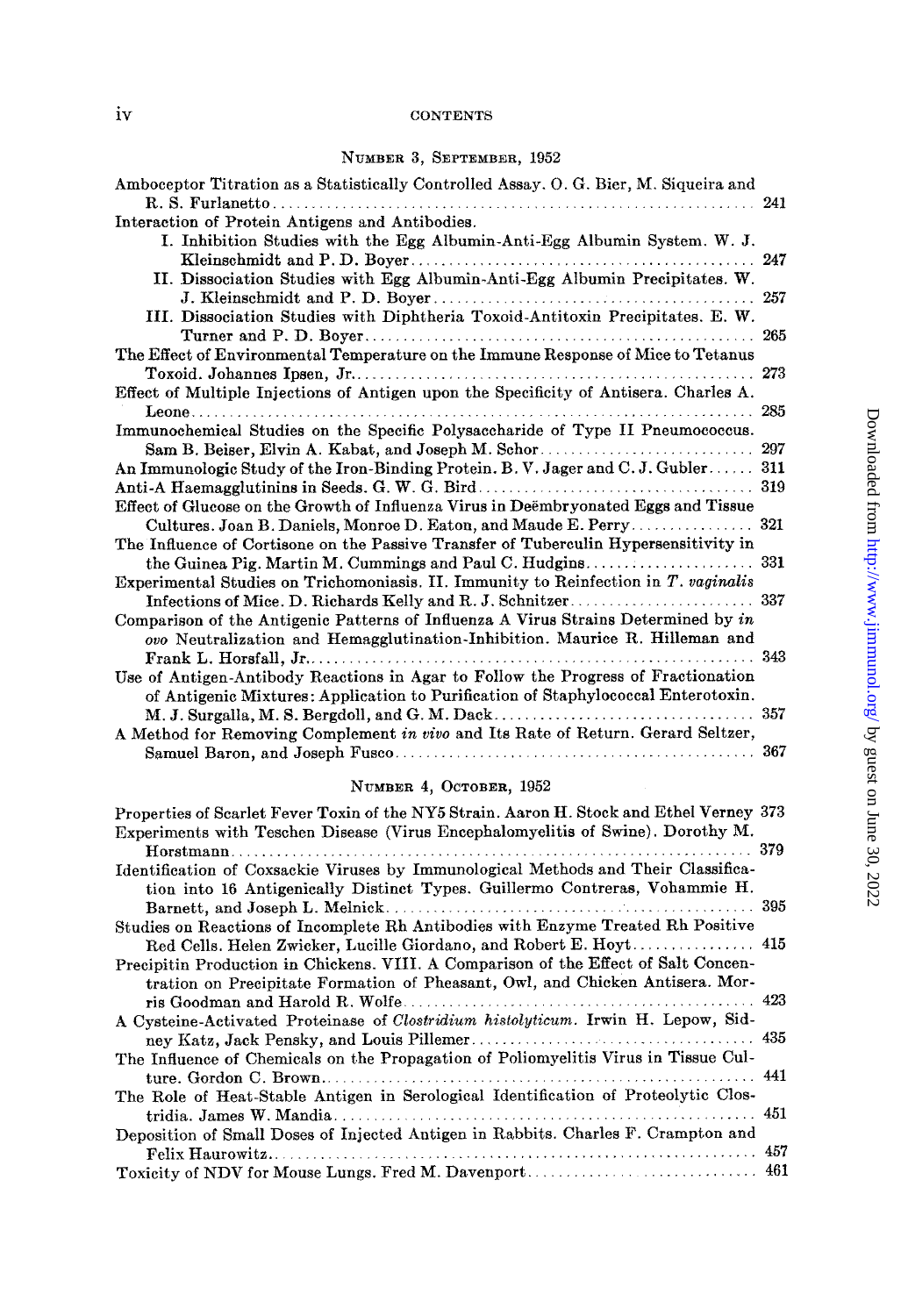## Number 3, September, 1952

Amboceptor Titration as a Statistically Controlled Assay. O. G. Bier, M. Siqueira and R. S. Furlanetto .......... 241

Interaction of Protein Antigens and Antibodies.

I. Inhibition Studies with the Egg Albumin-Anti-Egg Albumin System. W. J. Kleinschmidt and P. D. Boyer .......... 247

II. Dissociation Studies with Egg Albumin-Anti-Egg Albumin Precipitates. W. J. Kleinschmidt and P. D. Boyer .......... 257

III. Dissociation Studies with Diphtheria Toxoid-Antitoxin Precipitates. E. W. Turner and P. D. Boyer .......... 265

The Effect of Environmental Temperature on the Immune Response of Mice to Tetanus Toxoid. Johannes Ipsen, Jr. .......... 273

Effect of Multiple Injections of Antigen upon the Specificity of Antisera. Charles A. Leone .......... 285

Immunochemical Studies on the Specific Polysaccharide of Type II Pneumococcus. Sam B. Beiser, Elvin A. Kabat, and Joseph M. Schor .......... 297

An Immunologic Study of the Iron-Binding Protein. B. V. Jager and C. J. Gubler .......... 311

Anti-A Haemagglutinins in Seeds. G. W. G. Bird .......... 319

Effect of Glucose on the Growth of Influenza Virus in Deëmbryonated Eggs and Tissue Cultures. Joan B. Daniels, Monroe D. Eaton, and Maude E. Perry .......... 321

The Influence of Cortisone on the Passive Transfer of Tuberculin Hypersensitivity in the Guinea Pig. Martin M. Cummings and Paul C. Hudgins .......... 331

Experimental Studies on Trichomoniasis. II. Immunity to Reinfection in *T. vaginalis* Infections of Mice. D. Richards Kelly and R. J. Schnitzer .......... 337

Comparison of the Antigenic Patterns of Influenza A Virus Strains Determined by *in ovo* Neutralization and Hemagglutination-Inhibition. Maurice R. Hilleman and Frank L. Horsfall, Jr. .......... 343

Use of Antigen-Antibody Reactions in Agar to Follow the Progress of Fractionation of Antigenic Mixtures: Application to Purification of Staphylococcal Enterotoxin. M. J. Surgalla, M. S. Bergdoll, and G. M. Dack .......... 357

A Method for Removing Complement *in vivo* and Its Rate of Return. Gerard Seltzer, Samuel Baron, and Joseph Fusco .......... 367

## Number 4, October, 1952

Properties of Scarlet Fever Toxin of the NY5 Strain. Aaron H. Stock and Ethel Verney 373

Experiments with Teschen Disease (Virus Encephalomyelitis of Swine). Dorothy M. Horstmann .......... 379

Identification of Coxsackie Viruses by Immunological Methods and Their Classification into 16 Antigenically Distinct Types. Guillermo Contreras, Vohammie H. Barnett, and Joseph L. Melnick .......... 395

Studies on Reactions of Incomplete Rh Antibodies with Enzyme Treated Rh Positive Red Cells. Helen Zwicker, Lucille Giordano, and Robert E. Hoyt .......... 415

Precipitin Production in Chickens. VIII. A Comparison of the Effect of Salt Concentration on Precipitate Formation of Pheasant, Owl, and Chicken Antisera. Morris Goodman and Harold R. Wolfe .......... 423

A Cysteine-Activated Proteinase of *Clostridium histolyticum*. Irwin H. Lepow, Sidney Katz, Jack Pensky, and Louis Pillemer .......... 435

The Influence of Chemicals on the Propagation of Poliomyelitis Virus in Tissue Culture. Gordon C. Brown .......... 441

The Role of Heat-Stable Antigen in Serological Identification of Proteolytic Clostridia. James W. Mandia .......... 451

Deposition of Small Doses of Injected Antigen in Rabbits. Charles F. Crampton and Felix Haurowitz .......... 457

Toxicity of NDV for Mouse Lungs. Fred M. Davenport .......... 461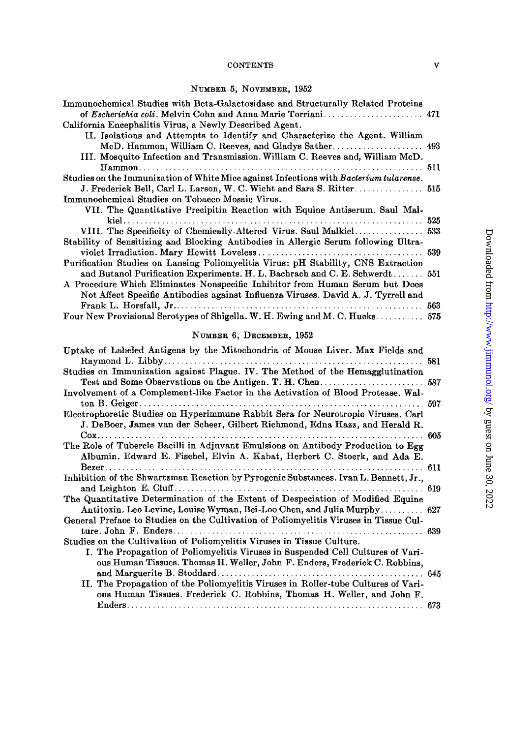# CONTENTS

## NUMBER 5, NOVEMBER, 1952

Immunochemical Studies with Beta-Galactosidase and Structurally Related Proteins of *Escherichia coli*. Melvin Cohn and Anna Marie Torriani ........ 471

California Encephalitis Virus, a Newly Described Agent.

- II. Isolations and Attempts to Identify and Characterize the Agent. William McD. Hammon, William C. Reeves, and Gladys Sather ........ 493
- III. Mosquito Infection and Transmission. William C. Reeves and, William McD. Hammon ........ 511

Studies on the Immunization of White Mice against Infections with *Bacterium tularense*. J. Frederick Bell, Carl L. Larson, W. C. Wicht and Sara S. Ritter ........ 515

Immunochemical Studies on Tobacco Mosaic Virus.

- VII. The Quantitative Precipitin Reaction with Equine Antiserum. Saul Malkiel ........ 525
- VIII. The Specificity of Chemically-Altered Virus. Saul Malkiel ........ 533

Stability of Sensitizing and Blocking Antibodies in Allergic Serum following Ultraviolet Irradiation. Mary Hewitt Loveless ........ 539

Purification Studies on Lansing Poliomyelitis Virus: pH Stability, CNS Extraction and Butanol Purification Experiments. H. L. Bachrach and C. E. Schwerdt ........ 551

A Procedure Which Eliminates Nonspecific Inhibitor from Human Serum but Does Not Affect Specific Antibodies against Influenza Viruses. David A. J. Tyrrell and Frank L. Horsfall, Jr. ........ 563

Four New Provisional Serotypes of Shigella. W. H. Ewing and M. C. Hucks ........ 575

## NUMBER 6, DECEMBER, 1952

Uptake of Labeled Antigens by the Mitochondria of Mouse Liver. Max Fields and Raymond L. Libby ........ 581

Studies on Immunization against Plague. IV. The Method of the Hemagglutination Test and Some Observations on the Antigen. T. H. Chen ........ 587

Involvement of a Complement-like Factor in the Activation of Blood Protease. Walton B. Geiger ........ 597

Electrophoretic Studies on Hyperimmune Rabbit Sera for Neurotropic Viruses. Carl J. DeBoer, James van der Scheer, Gilbert Richmond, Edna Hazz, and Herald R. Cox ........ 605

The Role of Tubercle Bacilli in Adjuvant Emulsions on Antibody Production to Egg Albumin. Edward E. Fischel, Elvin A. Kabat, Herbert C. Stoerk, and Ada E. Bezer ........ 611

Inhibition of the Shwartzman Reaction by Pyrogenic Substances. Ivan L. Bennett, Jr., and Leighton E. Cluff ........ 619

The Quantitative Determination of the Extent of Despeciation of Modified Equine Antitoxin. Leo Levine, Louise Wyman, Bei-Loo Chen, and Julia Murphy ........ 627

General Preface to Studies on the Cultivation of Poliomyelitis Viruses in Tissue Culture. John F. Enders ........ 639

Studies on the Cultivation of Poliomyelitis Viruses in Tissue Culture.

- I. The Propagation of Poliomyelitis Viruses in Suspended Cell Cultures of Various Human Tissues. Thomas H. Weller, John F. Enders, Frederick C. Robbins, and Marguerite B. Stoddard ........ 645
- II. The Propagation of the Poliomyelitis Viruses in Roller-tube Cultures of Various Human Tissues. Frederick C. Robbins, Thomas H. Weller, and John F. Enders ........ 673